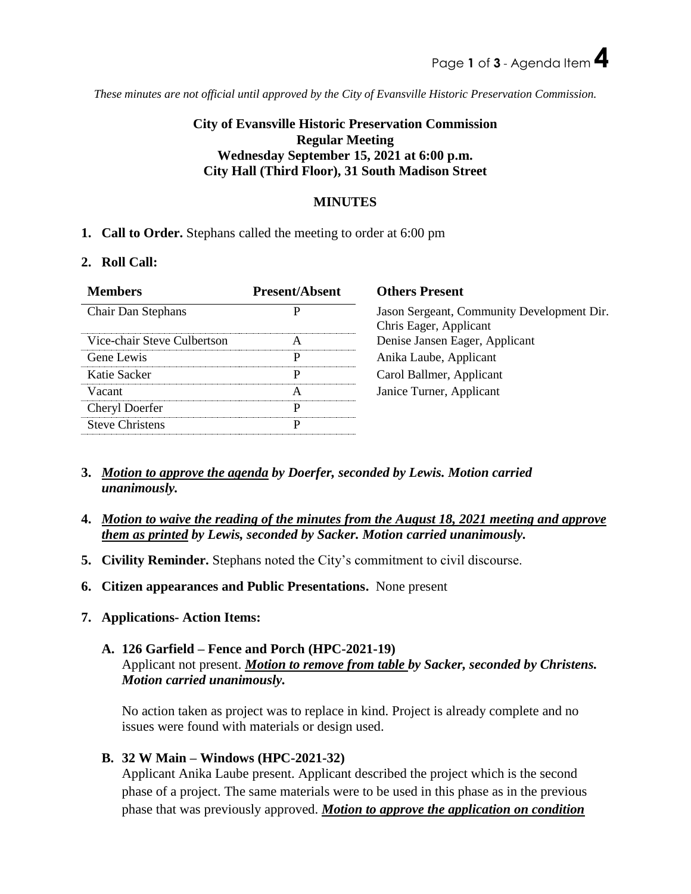*These minutes are not official until approved by the City of Evansville Historic Preservation Commission.*

**City of Evansville Historic Preservation Commission**
**Regular Meeting**
**Wednesday September 15, 2021 at 6:00 p.m.**
**City Hall (Third Floor), 31 South Madison Street**

**MINUTES**

1. **Call to Order.** Stephans called the meeting to order at 6:00 pm

2. **Roll Call:**

| Members | Present/Absent |
|---|---|
| Chair Dan Stephans | P |
| Vice-chair Steve Culbertson | A |
| Gene Lewis | P |
| Katie Sacker | P |
| Vacant | A |
| Cheryl Doerfer | P |
| Steve Christens | P |

**Others Present**

Jason Sergeant, Community Development Dir.
Chris Eager, Applicant
Denise Jansen Eager, Applicant
Anika Laube, Applicant
Carol Ballmer, Applicant
Janice Turner, Applicant

3. ***Motion to approve the agenda by Doerfer, seconded by Lewis. Motion carried unanimously.***

4. ***Motion to waive the reading of the minutes from the August 18, 2021 meeting and approve them as printed by Lewis, seconded by Sacker. Motion carried unanimously.***

5. **Civility Reminder.** Stephans noted the City's commitment to civil discourse.

6. **Citizen appearances and Public Presentations.** None present

7. **Applications- Action Items:**

   **A. 126 Garfield – Fence and Porch (HPC-2021-19)**
   Applicant not present. ***Motion to remove from table by Sacker, seconded by Christens. Motion carried unanimously.***

   No action taken as project was to replace in kind. Project is already complete and no issues were found with materials or design used.

   **B. 32 W Main – Windows (HPC-2021-32)**
   Applicant Anika Laube present. Applicant described the project which is the second phase of a project. The same materials were to be used in this phase as in the previous phase that was previously approved. ***Motion to approve the application on condition***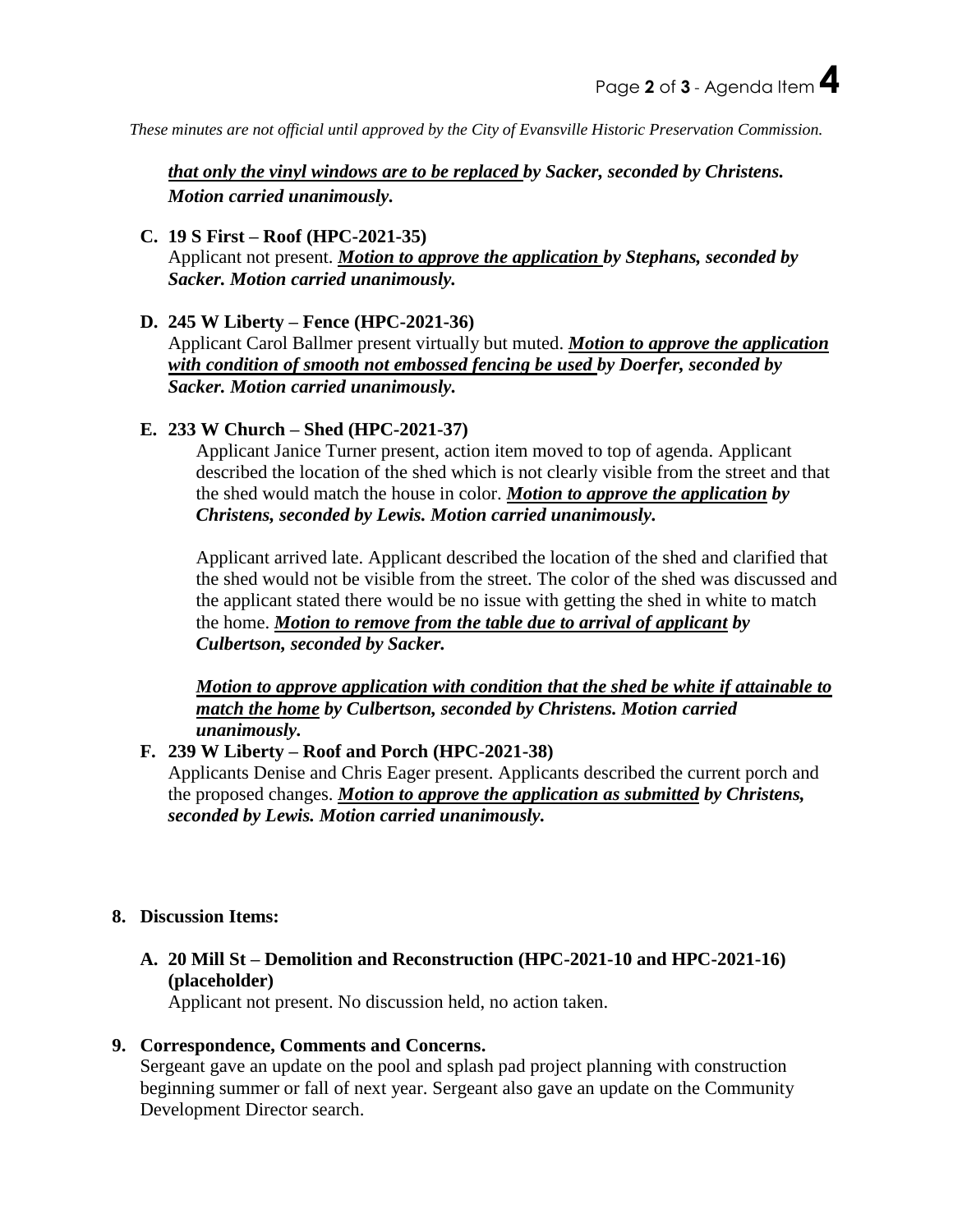*These minutes are not official until approved by the City of Evansville Historic Preservation Commission.*

***<u>that only the vinyl windows are to be replaced</u> by Sacker, seconded by Christens. Motion carried unanimously.***

**C. 19 S First – Roof (HPC-2021-35)**
Applicant not present. ***<u>Motion to approve the application</u> by Stephans, seconded by Sacker. Motion carried unanimously.***

**D. 245 W Liberty – Fence (HPC-2021-36)**
Applicant Carol Ballmer present virtually but muted. ***<u>Motion to approve the application with condition of smooth not embossed fencing be used</u> by Doerfer, seconded by Sacker. Motion carried unanimously.***

**E. 233 W Church – Shed (HPC-2021-37)**
Applicant Janice Turner present, action item moved to top of agenda. Applicant described the location of the shed which is not clearly visible from the street and that the shed would match the house in color. ***<u>Motion to approve the application</u> by Christens, seconded by Lewis. Motion carried unanimously.***

Applicant arrived late. Applicant described the location of the shed and clarified that the shed would not be visible from the street. The color of the shed was discussed and the applicant stated there would be no issue with getting the shed in white to match the home. ***<u>Motion to remove from the table due to arrival of applicant</u> by Culbertson, seconded by Sacker.***

***<u>Motion to approve application with condition that the shed be white if attainable to match the home</u> by Culbertson, seconded by Christens. Motion carried unanimously.***

**F. 239 W Liberty – Roof and Porch (HPC-2021-38)**
Applicants Denise and Chris Eager present. Applicants described the current porch and the proposed changes. ***<u>Motion to approve the application as submitted</u> by Christens, seconded by Lewis. Motion carried unanimously.***

**8. Discussion Items:**

**A. 20 Mill St – Demolition and Reconstruction (HPC-2021-10 and HPC-2021-16) (placeholder)**
Applicant not present. No discussion held, no action taken.

**9. Correspondence, Comments and Concerns.**
Sergeant gave an update on the pool and splash pad project planning with construction beginning summer or fall of next year. Sergeant also gave an update on the Community Development Director search.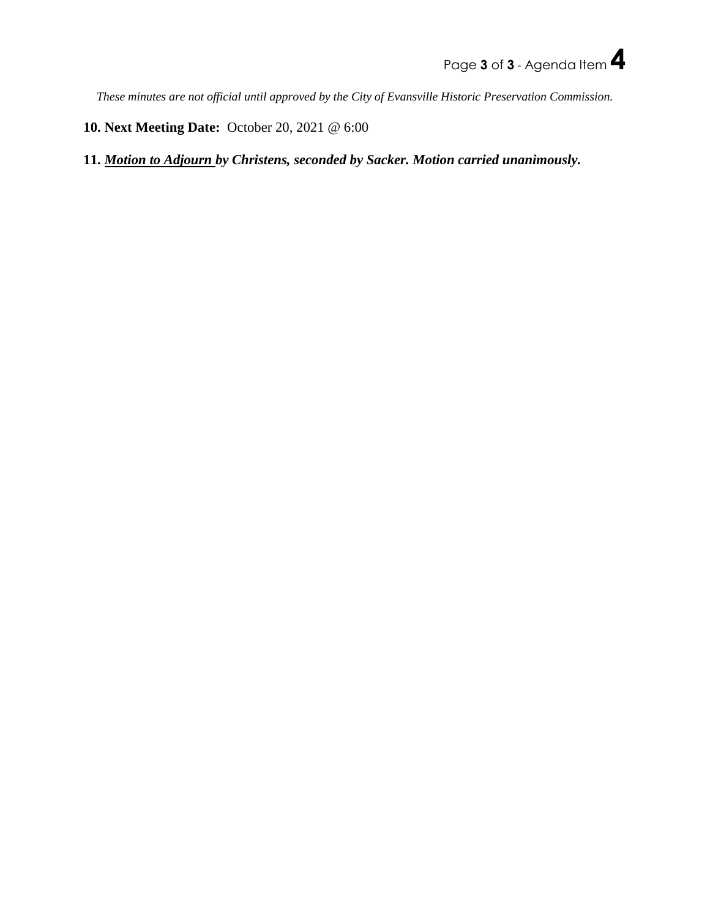*These minutes are not official until approved by the City of Evansville Historic Preservation Commission.*

**10. Next Meeting Date:** October 20, 2021 @ 6:00

**11. *Motion to Adjourn by Christens, seconded by Sacker. Motion carried unanimously.***